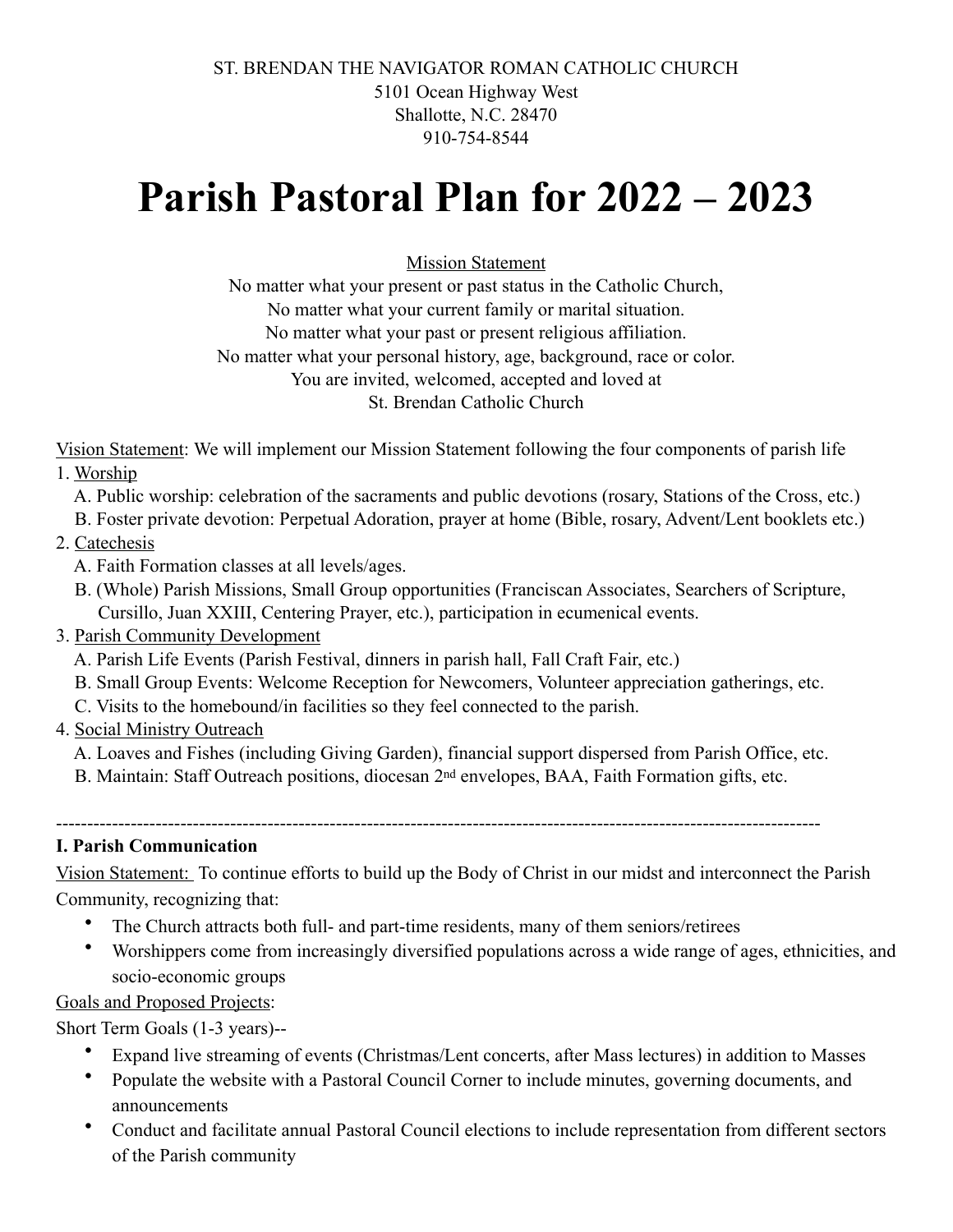ST. BRENDAN THE NAVIGATOR ROMAN CATHOLIC CHURCH
5101 Ocean Highway West
Shallotte, N.C. 28470
910-754-8544

# Parish Pastoral Plan for 2022 – 2023

Mission Statement

No matter what your present or past status in the Catholic Church,
No matter what your current family or marital situation.
No matter what your past or present religious affiliation.
No matter what your personal history, age, background, race or color.
You are invited, welcomed, accepted and loved at
St. Brendan Catholic Church

Vision Statement: We will implement our Mission Statement following the four components of parish life

1. Worship
   - A. Public worship: celebration of the sacraments and public devotions (rosary, Stations of the Cross, etc.)
   - B. Foster private devotion: Perpetual Adoration, prayer at home (Bible, rosary, Advent/Lent booklets etc.)
2. Catechesis
   - A. Faith Formation classes at all levels/ages.
   - B. (Whole) Parish Missions, Small Group opportunities (Franciscan Associates, Searchers of Scripture, Cursillo, Juan XXIII, Centering Prayer, etc.), participation in ecumenical events.
3. Parish Community Development
   - A. Parish Life Events (Parish Festival, dinners in parish hall, Fall Craft Fair, etc.)
   - B. Small Group Events: Welcome Reception for Newcomers, Volunteer appreciation gatherings, etc.
   - C. Visits to the homebound/in facilities so they feel connected to the parish.
4. Social Ministry Outreach
   - A. Loaves and Fishes (including Giving Garden), financial support dispersed from Parish Office, etc.
   - B. Maintain: Staff Outreach positions, diocesan 2nd envelopes, BAA, Faith Formation gifts, etc.

---

**I. Parish Communication**

Vision Statement: To continue efforts to build up the Body of Christ in our midst and interconnect the Parish Community, recognizing that:

- The Church attracts both full- and part-time residents, many of them seniors/retirees
- Worshippers come from increasingly diversified populations across a wide range of ages, ethnicities, and socio-economic groups

Goals and Proposed Projects:

Short Term Goals (1-3 years)--

- Expand live streaming of events (Christmas/Lent concerts, after Mass lectures) in addition to Masses
- Populate the website with a Pastoral Council Corner to include minutes, governing documents, and announcements
- Conduct and facilitate annual Pastoral Council elections to include representation from different sectors of the Parish community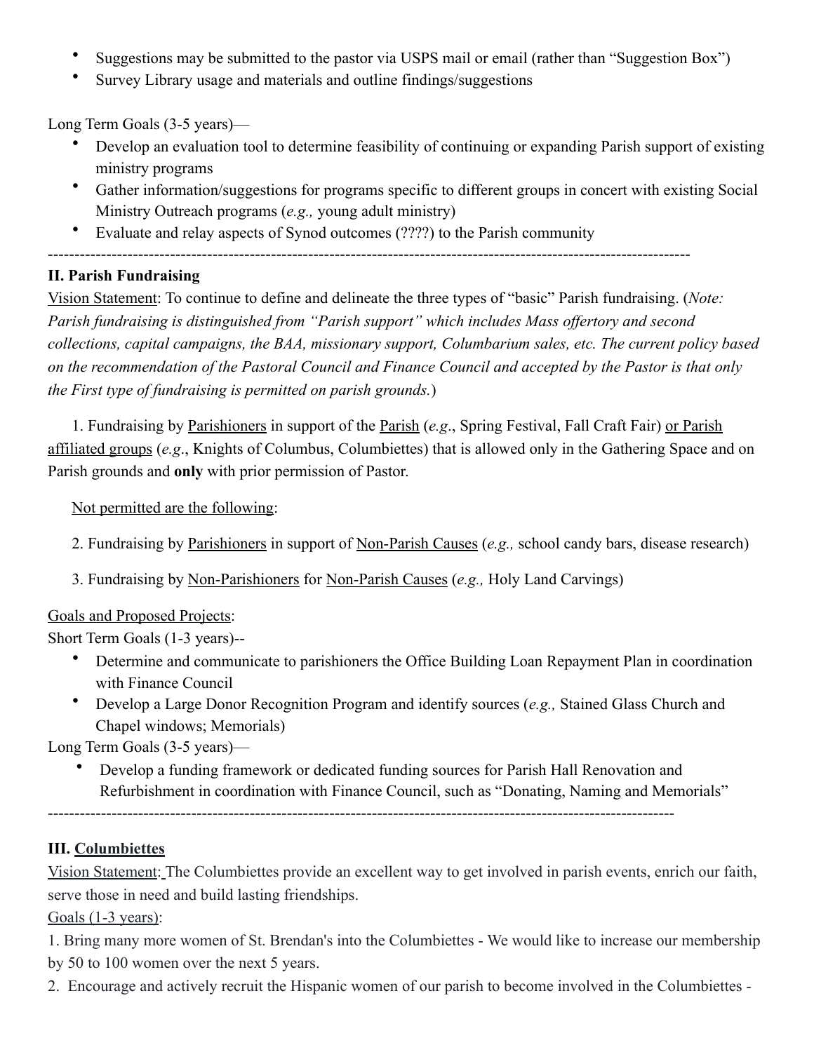- Suggestions may be submitted to the pastor via USPS mail or email (rather than "Suggestion Box")
- Survey Library usage and materials and outline findings/suggestions

Long Term Goals (3-5 years)—

- Develop an evaluation tool to determine feasibility of continuing or expanding Parish support of existing ministry programs
- Gather information/suggestions for programs specific to different groups in concert with existing Social Ministry Outreach programs (*e.g.,* young adult ministry)
- Evaluate and relay aspects of Synod outcomes (????) to the Parish community

---

**II. Parish Fundraising**

<u>Vision Statement</u>: To continue to define and delineate the three types of "basic" Parish fundraising. (*Note: Parish fundraising is distinguished from "Parish support" which includes Mass offertory and second collections, capital campaigns, the BAA, missionary support, Columbarium sales, etc. The current policy based on the recommendation of the Pastoral Council and Finance Council and accepted by the Pastor is that only the First type of fundraising is permitted on parish grounds.*)

1. Fundraising by <u>Parishioners</u> in support of the <u>Parish</u> (*e.g*., Spring Festival, Fall Craft Fair) <u>or Parish affiliated groups</u> (*e.g*., Knights of Columbus, Columbiettes) that is allowed only in the Gathering Space and on Parish grounds and **only** with prior permission of Pastor.

<u>Not permitted are the following</u>:

2. Fundraising by <u>Parishioners</u> in support of <u>Non-Parish Causes</u> (*e.g.,* school candy bars, disease research)

3. Fundraising by <u>Non-Parishioners</u> for <u>Non-Parish Causes</u> (*e.g.,* Holy Land Carvings)

<u>Goals and Proposed Projects</u>:

Short Term Goals (1-3 years)--

- Determine and communicate to parishioners the Office Building Loan Repayment Plan in coordination with Finance Council
- Develop a Large Donor Recognition Program and identify sources (*e.g.,* Stained Glass Church and Chapel windows; Memorials)

Long Term Goals (3-5 years)—

- Develop a funding framework or dedicated funding sources for Parish Hall Renovation and Refurbishment in coordination with Finance Council, such as "Donating, Naming and Memorials"

---

**III. <u>Columbiettes</u>**

<u>Vision Statement:</u> The Columbiettes provide an excellent way to get involved in parish events, enrich our faith, serve those in need and build lasting friendships.

<u>Goals (1-3 years)</u>:

1. Bring many more women of St. Brendan's into the Columbiettes - We would like to increase our membership by 50 to 100 women over the next 5 years.
2. Encourage and actively recruit the Hispanic women of our parish to become involved in the Columbiettes -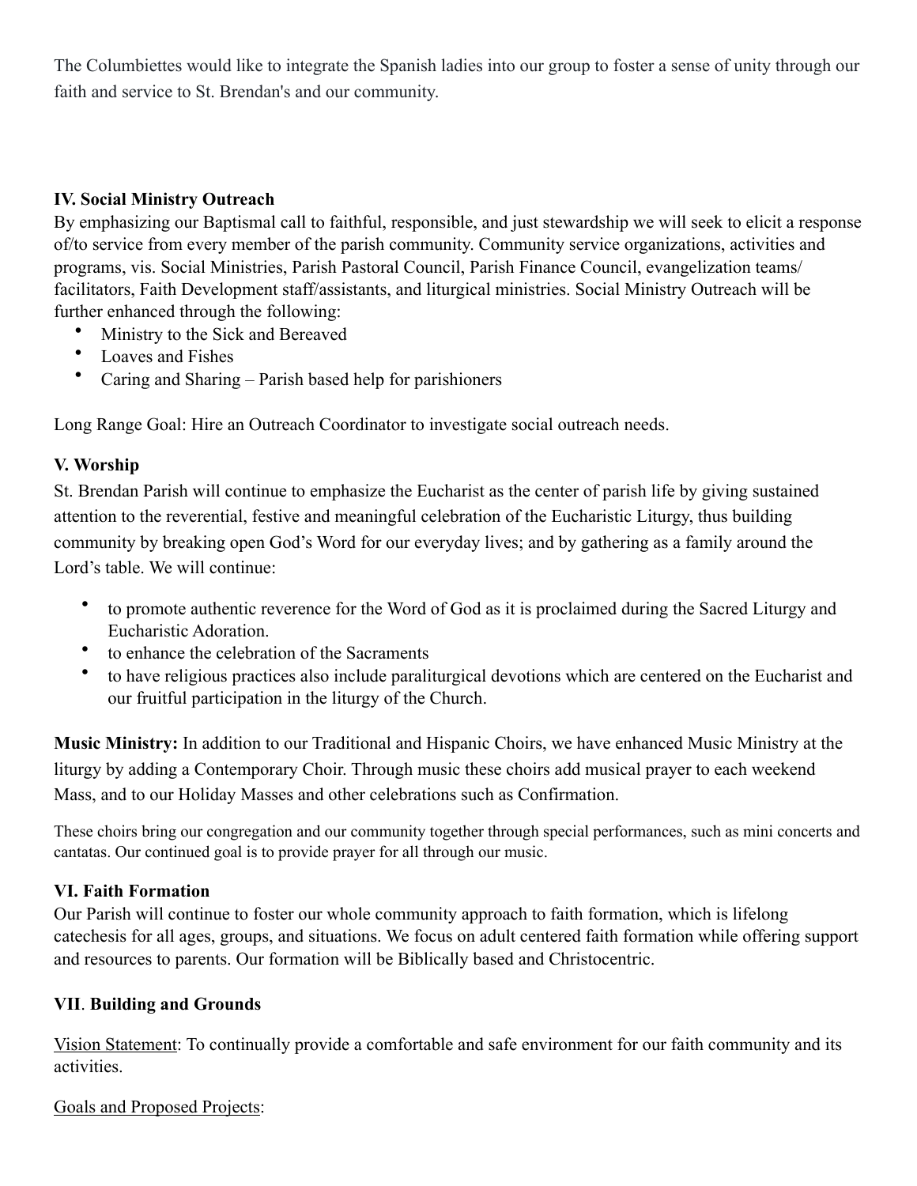The Columbiettes would like to integrate the Spanish ladies into our group to foster a sense of unity through our faith and service to St. Brendan's and our community.

**IV. Social Ministry Outreach**

By emphasizing our Baptismal call to faithful, responsible, and just stewardship we will seek to elicit a response of/to service from every member of the parish community. Community service organizations, activities and programs, vis. Social Ministries, Parish Pastoral Council, Parish Finance Council, evangelization teams/ facilitators, Faith Development staff/assistants, and liturgical ministries. Social Ministry Outreach will be further enhanced through the following:

- Ministry to the Sick and Bereaved
- Loaves and Fishes
- Caring and Sharing – Parish based help for parishioners

Long Range Goal: Hire an Outreach Coordinator to investigate social outreach needs.

**V. Worship**

St. Brendan Parish will continue to emphasize the Eucharist as the center of parish life by giving sustained attention to the reverential, festive and meaningful celebration of the Eucharistic Liturgy, thus building community by breaking open God's Word for our everyday lives; and by gathering as a family around the Lord's table. We will continue:

- to promote authentic reverence for the Word of God as it is proclaimed during the Sacred Liturgy and Eucharistic Adoration.
- to enhance the celebration of the Sacraments
- to have religious practices also include paraliturgical devotions which are centered on the Eucharist and our fruitful participation in the liturgy of the Church.

**Music Ministry:** In addition to our Traditional and Hispanic Choirs, we have enhanced Music Ministry at the liturgy by adding a Contemporary Choir. Through music these choirs add musical prayer to each weekend Mass, and to our Holiday Masses and other celebrations such as Confirmation.

These choirs bring our congregation and our community together through special performances, such as mini concerts and cantatas. Our continued goal is to provide prayer for all through our music.

**VI. Faith Formation**

Our Parish will continue to foster our whole community approach to faith formation, which is lifelong catechesis for all ages, groups, and situations. We focus on adult centered faith formation while offering support and resources to parents. Our formation will be Biblically based and Christocentric.

**VII**. **Building and Grounds**

Vision Statement: To continually provide a comfortable and safe environment for our faith community and its activities.

Goals and Proposed Projects: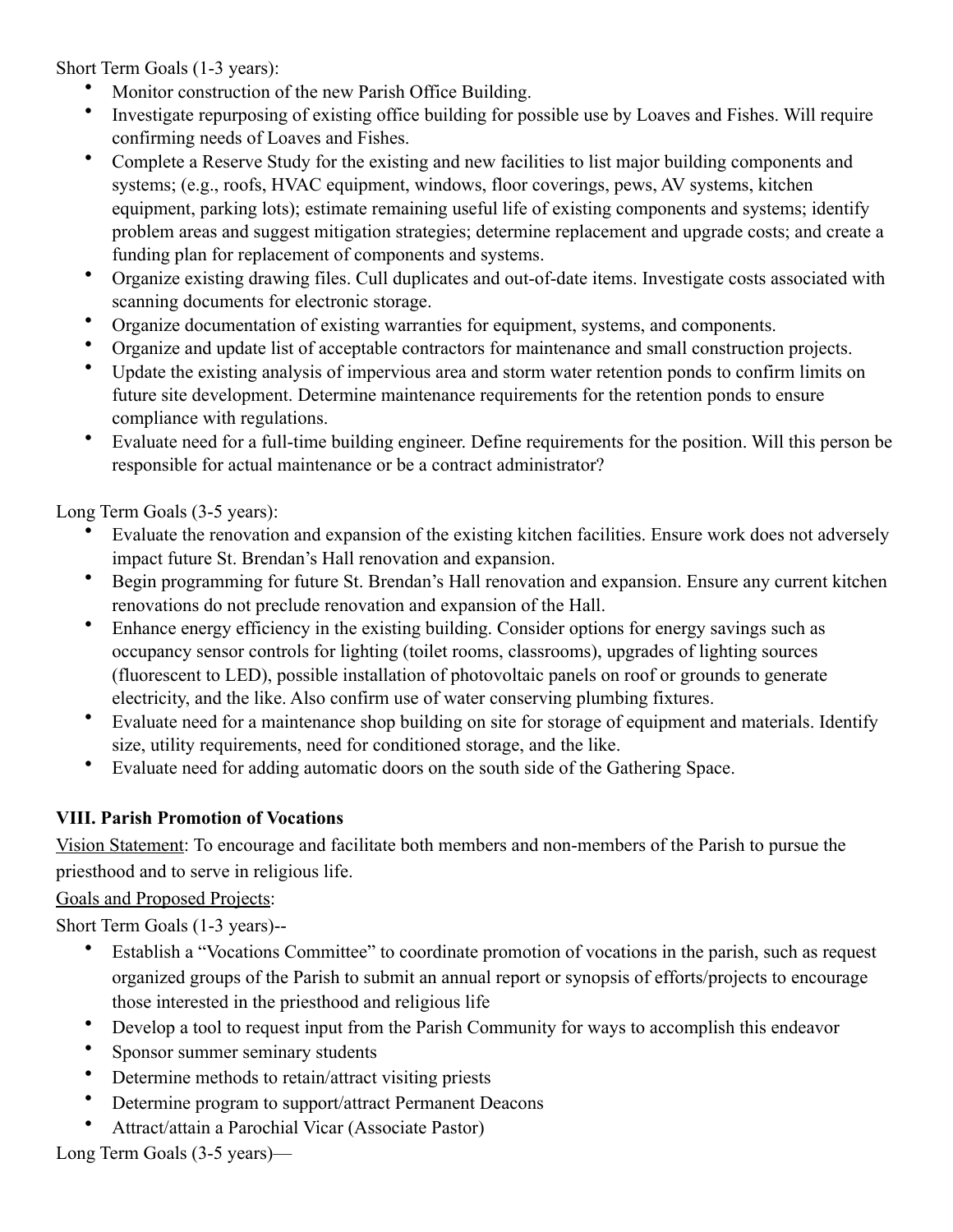Short Term Goals (1-3 years):

- Monitor construction of the new Parish Office Building.
- Investigate repurposing of existing office building for possible use by Loaves and Fishes. Will require confirming needs of Loaves and Fishes.
- Complete a Reserve Study for the existing and new facilities to list major building components and systems; (e.g., roofs, HVAC equipment, windows, floor coverings, pews, AV systems, kitchen equipment, parking lots); estimate remaining useful life of existing components and systems; identify problem areas and suggest mitigation strategies; determine replacement and upgrade costs; and create a funding plan for replacement of components and systems.
- Organize existing drawing files. Cull duplicates and out-of-date items. Investigate costs associated with scanning documents for electronic storage.
- Organize documentation of existing warranties for equipment, systems, and components.
- Organize and update list of acceptable contractors for maintenance and small construction projects.
- Update the existing analysis of impervious area and storm water retention ponds to confirm limits on future site development. Determine maintenance requirements for the retention ponds to ensure compliance with regulations.
- Evaluate need for a full-time building engineer. Define requirements for the position. Will this person be responsible for actual maintenance or be a contract administrator?

Long Term Goals (3-5 years):

- Evaluate the renovation and expansion of the existing kitchen facilities. Ensure work does not adversely impact future St. Brendan's Hall renovation and expansion.
- Begin programming for future St. Brendan's Hall renovation and expansion. Ensure any current kitchen renovations do not preclude renovation and expansion of the Hall.
- Enhance energy efficiency in the existing building. Consider options for energy savings such as occupancy sensor controls for lighting (toilet rooms, classrooms), upgrades of lighting sources (fluorescent to LED), possible installation of photovoltaic panels on roof or grounds to generate electricity, and the like. Also confirm use of water conserving plumbing fixtures.
- Evaluate need for a maintenance shop building on site for storage of equipment and materials. Identify size, utility requirements, need for conditioned storage, and the like.
- Evaluate need for adding automatic doors on the south side of the Gathering Space.

**VIII. Parish Promotion of Vocations**

<u>Vision Statement</u>: To encourage and facilitate both members and non-members of the Parish to pursue the priesthood and to serve in religious life.

<u>Goals and Proposed Projects</u>:

Short Term Goals (1-3 years)--

- Establish a "Vocations Committee" to coordinate promotion of vocations in the parish, such as request organized groups of the Parish to submit an annual report or synopsis of efforts/projects to encourage those interested in the priesthood and religious life
- Develop a tool to request input from the Parish Community for ways to accomplish this endeavor
- Sponsor summer seminary students
- Determine methods to retain/attract visiting priests
- Determine program to support/attract Permanent Deacons
- Attract/attain a Parochial Vicar (Associate Pastor)

Long Term Goals (3-5 years)—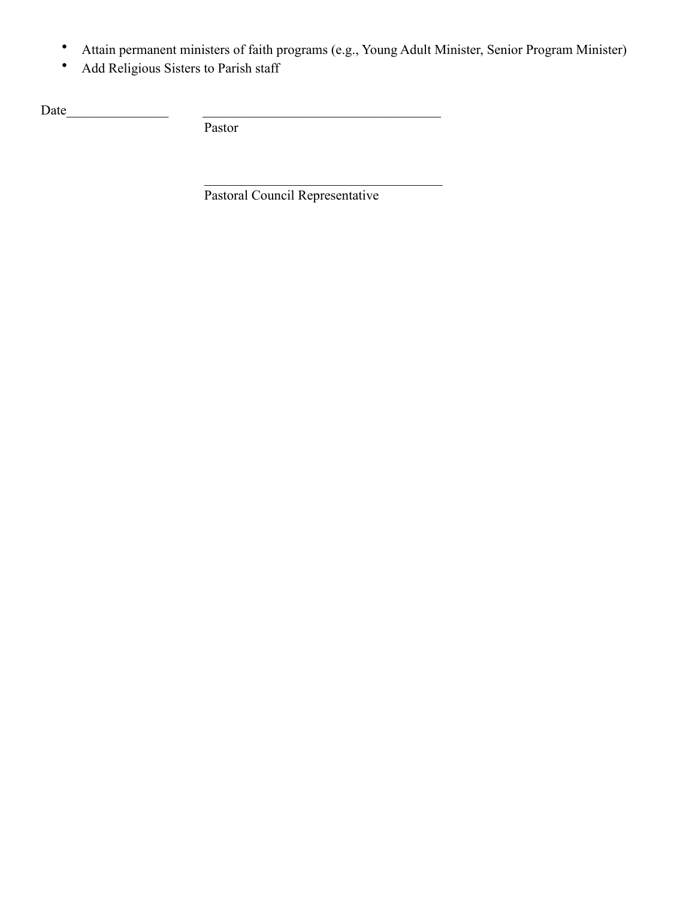- Attain permanent ministers of faith programs (e.g., Young Adult Minister, Senior Program Minister)
- Add Religious Sisters to Parish staff

Date_______________ ____________________________________

Pastor

____________________________________

Pastoral Council Representative